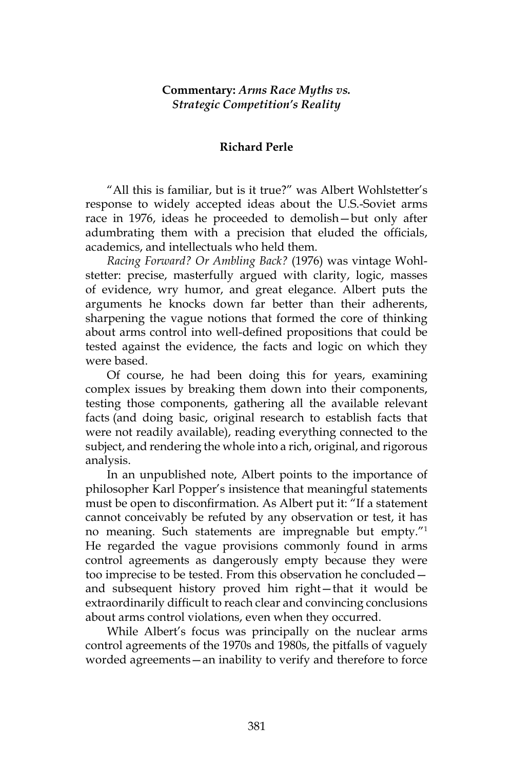**Commentary:** ***Arms Race Myths vs. Strategic Competition's Reality***

**Richard Perle**

"All this is familiar, but is it true?" was Albert Wohlstetter's response to widely accepted ideas about the U.S.-Soviet arms race in 1976, ideas he proceeded to demolish—but only after adumbrating them with a precision that eluded the officials, academics, and intellectuals who held them.

*Racing Forward? Or Ambling Back?* (1976) was vintage Wohlstetter: precise, masterfully argued with clarity, logic, masses of evidence, wry humor, and great elegance. Albert puts the arguments he knocks down far better than their adherents, sharpening the vague notions that formed the core of thinking about arms control into well-defined propositions that could be tested against the evidence, the facts and logic on which they were based.

Of course, he had been doing this for years, examining complex issues by breaking them down into their components, testing those components, gathering all the available relevant facts (and doing basic, original research to establish facts that were not readily available), reading everything connected to the subject, and rendering the whole into a rich, original, and rigorous analysis.

In an unpublished note, Albert points to the importance of philosopher Karl Popper's insistence that meaningful statements must be open to disconfirmation. As Albert put it: "If a statement cannot conceivably be refuted by any observation or test, it has no meaning. Such statements are impregnable but empty."[1] He regarded the vague provisions commonly found in arms control agreements as dangerously empty because they were too imprecise to be tested. From this observation he concluded—and subsequent history proved him right—that it would be extraordinarily difficult to reach clear and convincing conclusions about arms control violations, even when they occurred.

While Albert's focus was principally on the nuclear arms control agreements of the 1970s and 1980s, the pitfalls of vaguely worded agreements—an inability to verify and therefore to force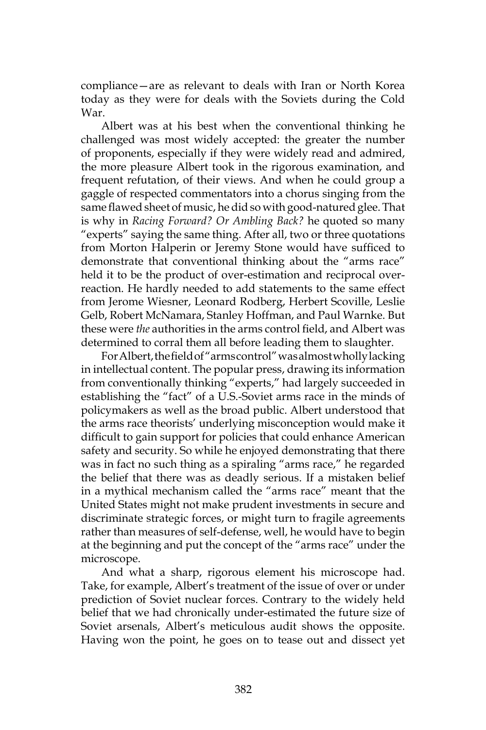compliance—are as relevant to deals with Iran or North Korea today as they were for deals with the Soviets during the Cold War.

Albert was at his best when the conventional thinking he challenged was most widely accepted: the greater the number of proponents, especially if they were widely read and admired, the more pleasure Albert took in the rigorous examination, and frequent refutation, of their views. And when he could group a gaggle of respected commentators into a chorus singing from the same flawed sheet of music, he did so with good-natured glee. That is why in *Racing Forward? Or Ambling Back?* he quoted so many "experts" saying the same thing. After all, two or three quotations from Morton Halperin or Jeremy Stone would have sufficed to demonstrate that conventional thinking about the "arms race" held it to be the product of over-estimation and reciprocal over-reaction. He hardly needed to add statements to the same effect from Jerome Wiesner, Leonard Rodberg, Herbert Scoville, Leslie Gelb, Robert McNamara, Stanley Hoffman, and Paul Warnke. But these were *the* authorities in the arms control field, and Albert was determined to corral them all before leading them to slaughter.

For Albert, the field of "arms control" was almost wholly lacking in intellectual content. The popular press, drawing its information from conventionally thinking "experts," had largely succeeded in establishing the "fact" of a U.S.-Soviet arms race in the minds of policymakers as well as the broad public. Albert understood that the arms race theorists' underlying misconception would make it difficult to gain support for policies that could enhance American safety and security. So while he enjoyed demonstrating that there was in fact no such thing as a spiraling "arms race," he regarded the belief that there was as deadly serious. If a mistaken belief in a mythical mechanism called the "arms race" meant that the United States might not make prudent investments in secure and discriminate strategic forces, or might turn to fragile agreements rather than measures of self-defense, well, he would have to begin at the beginning and put the concept of the "arms race" under the microscope.

And what a sharp, rigorous element his microscope had. Take, for example, Albert's treatment of the issue of over or under prediction of Soviet nuclear forces. Contrary to the widely held belief that we had chronically under-estimated the future size of Soviet arsenals, Albert's meticulous audit shows the opposite. Having won the point, he goes on to tease out and dissect yet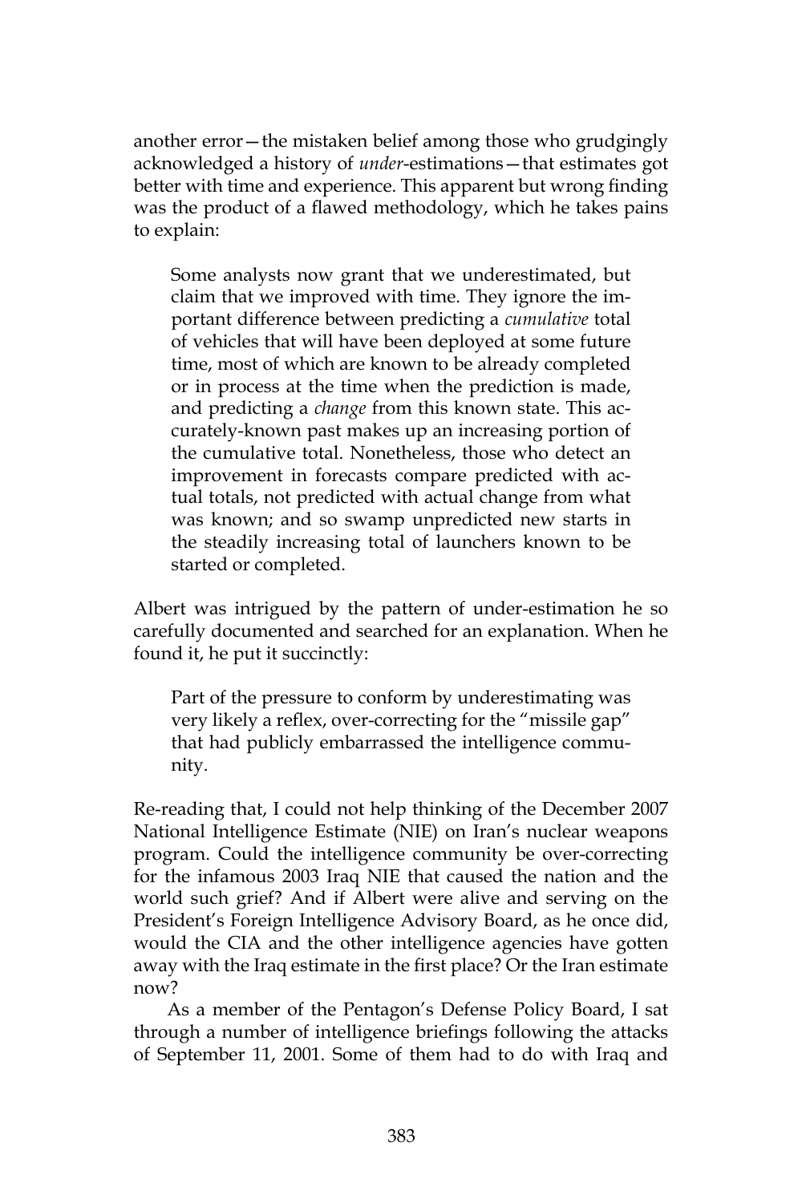another error—the mistaken belief among those who grudgingly acknowledged a history of *under*-estimations—that estimates got better with time and experience. This apparent but wrong finding was the product of a flawed methodology, which he takes pains to explain:

> Some analysts now grant that we underestimated, but claim that we improved with time. They ignore the important difference between predicting a *cumulative* total of vehicles that will have been deployed at some future time, most of which are known to be already completed or in process at the time when the prediction is made, and predicting a *change* from this known state. This accurately-known past makes up an increasing portion of the cumulative total. Nonetheless, those who detect an improvement in forecasts compare predicted with actual totals, not predicted with actual change from what was known; and so swamp unpredicted new starts in the steadily increasing total of launchers known to be started or completed.

Albert was intrigued by the pattern of under-estimation he so carefully documented and searched for an explanation. When he found it, he put it succinctly:

> Part of the pressure to conform by underestimating was very likely a reflex, over-correcting for the "missile gap" that had publicly embarrassed the intelligence community.

Re-reading that, I could not help thinking of the December 2007 National Intelligence Estimate (NIE) on Iran's nuclear weapons program. Could the intelligence community be over-correcting for the infamous 2003 Iraq NIE that caused the nation and the world such grief? And if Albert were alive and serving on the President's Foreign Intelligence Advisory Board, as he once did, would the CIA and the other intelligence agencies have gotten away with the Iraq estimate in the first place? Or the Iran estimate now?

As a member of the Pentagon's Defense Policy Board, I sat through a number of intelligence briefings following the attacks of September 11, 2001. Some of them had to do with Iraq and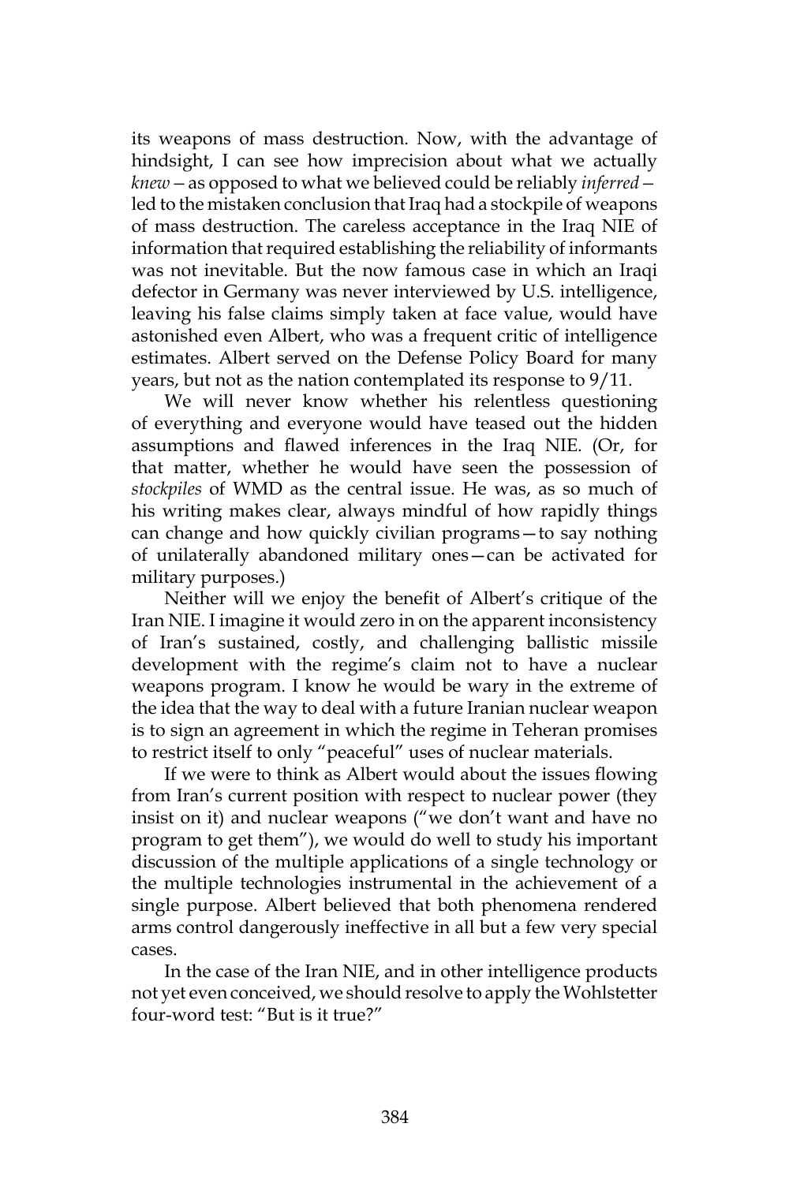its weapons of mass destruction. Now, with the advantage of hindsight, I can see how imprecision about what we actually *knew*—as opposed to what we believed could be reliably *inferred*—led to the mistaken conclusion that Iraq had a stockpile of weapons of mass destruction. The careless acceptance in the Iraq NIE of information that required establishing the reliability of informants was not inevitable. But the now famous case in which an Iraqi defector in Germany was never interviewed by U.S. intelligence, leaving his false claims simply taken at face value, would have astonished even Albert, who was a frequent critic of intelligence estimates. Albert served on the Defense Policy Board for many years, but not as the nation contemplated its response to 9/11.

We will never know whether his relentless questioning of everything and everyone would have teased out the hidden assumptions and flawed inferences in the Iraq NIE. (Or, for that matter, whether he would have seen the possession of *stockpiles* of WMD as the central issue. He was, as so much of his writing makes clear, always mindful of how rapidly things can change and how quickly civilian programs—to say nothing of unilaterally abandoned military ones—can be activated for military purposes.)

Neither will we enjoy the benefit of Albert's critique of the Iran NIE. I imagine it would zero in on the apparent inconsistency of Iran's sustained, costly, and challenging ballistic missile development with the regime's claim not to have a nuclear weapons program. I know he would be wary in the extreme of the idea that the way to deal with a future Iranian nuclear weapon is to sign an agreement in which the regime in Teheran promises to restrict itself to only "peaceful" uses of nuclear materials.

If we were to think as Albert would about the issues flowing from Iran's current position with respect to nuclear power (they insist on it) and nuclear weapons ("we don't want and have no program to get them"), we would do well to study his important discussion of the multiple applications of a single technology or the multiple technologies instrumental in the achievement of a single purpose. Albert believed that both phenomena rendered arms control dangerously ineffective in all but a few very special cases.

In the case of the Iran NIE, and in other intelligence products not yet even conceived, we should resolve to apply the Wohlstetter four-word test: "But is it true?"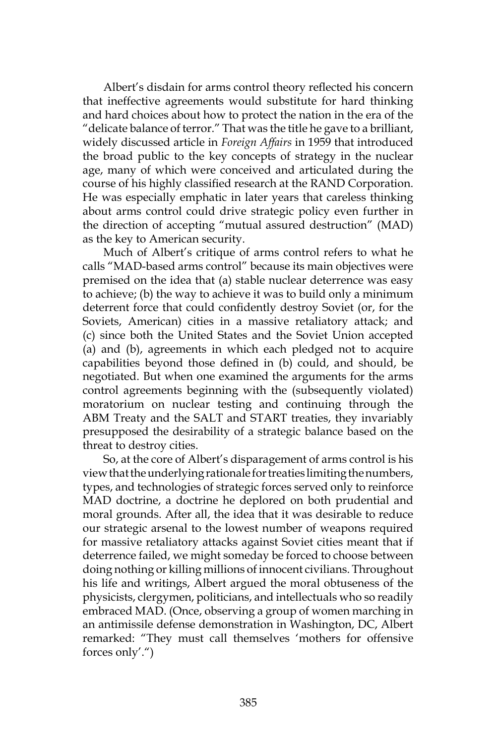Albert's disdain for arms control theory reflected his concern that ineffective agreements would substitute for hard thinking and hard choices about how to protect the nation in the era of the "delicate balance of terror." That was the title he gave to a brilliant, widely discussed article in *Foreign Affairs* in 1959 that introduced the broad public to the key concepts of strategy in the nuclear age, many of which were conceived and articulated during the course of his highly classified research at the RAND Corporation. He was especially emphatic in later years that careless thinking about arms control could drive strategic policy even further in the direction of accepting "mutual assured destruction" (MAD) as the key to American security.

Much of Albert's critique of arms control refers to what he calls "MAD-based arms control" because its main objectives were premised on the idea that (a) stable nuclear deterrence was easy to achieve; (b) the way to achieve it was to build only a minimum deterrent force that could confidently destroy Soviet (or, for the Soviets, American) cities in a massive retaliatory attack; and (c) since both the United States and the Soviet Union accepted (a) and (b), agreements in which each pledged not to acquire capabilities beyond those defined in (b) could, and should, be negotiated. But when one examined the arguments for the arms control agreements beginning with the (subsequently violated) moratorium on nuclear testing and continuing through the ABM Treaty and the SALT and START treaties, they invariably presupposed the desirability of a strategic balance based on the threat to destroy cities.

So, at the core of Albert's disparagement of arms control is his view that the underlying rationale for treaties limiting the numbers, types, and technologies of strategic forces served only to reinforce MAD doctrine, a doctrine he deplored on both prudential and moral grounds. After all, the idea that it was desirable to reduce our strategic arsenal to the lowest number of weapons required for massive retaliatory attacks against Soviet cities meant that if deterrence failed, we might someday be forced to choose between doing nothing or killing millions of innocent civilians. Throughout his life and writings, Albert argued the moral obtuseness of the physicists, clergymen, politicians, and intellectuals who so readily embraced MAD. (Once, observing a group of women marching in an antimissile defense demonstration in Washington, DC, Albert remarked: "They must call themselves 'mothers for offensive forces only'.")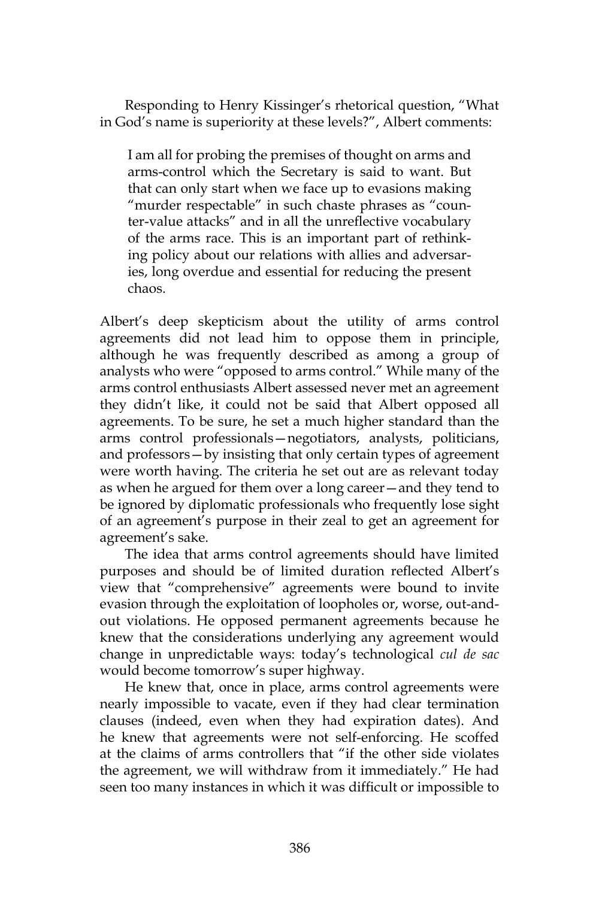Responding to Henry Kissinger's rhetorical question, "What in God's name is superiority at these levels?", Albert comments:

> I am all for probing the premises of thought on arms and arms-control which the Secretary is said to want. But that can only start when we face up to evasions making "murder respectable" in such chaste phrases as "counter-value attacks" and in all the unreflective vocabulary of the arms race. This is an important part of rethinking policy about our relations with allies and adversaries, long overdue and essential for reducing the present chaos.

Albert's deep skepticism about the utility of arms control agreements did not lead him to oppose them in principle, although he was frequently described as among a group of analysts who were "opposed to arms control." While many of the arms control enthusiasts Albert assessed never met an agreement they didn't like, it could not be said that Albert opposed all agreements. To be sure, he set a much higher standard than the arms control professionals—negotiators, analysts, politicians, and professors—by insisting that only certain types of agreement were worth having. The criteria he set out are as relevant today as when he argued for them over a long career—and they tend to be ignored by diplomatic professionals who frequently lose sight of an agreement's purpose in their zeal to get an agreement for agreement's sake.

The idea that arms control agreements should have limited purposes and should be of limited duration reflected Albert's view that "comprehensive" agreements were bound to invite evasion through the exploitation of loopholes or, worse, out-and-out violations. He opposed permanent agreements because he knew that the considerations underlying any agreement would change in unpredictable ways: today's technological *cul de sac* would become tomorrow's super highway.

He knew that, once in place, arms control agreements were nearly impossible to vacate, even if they had clear termination clauses (indeed, even when they had expiration dates). And he knew that agreements were not self-enforcing. He scoffed at the claims of arms controllers that "if the other side violates the agreement, we will withdraw from it immediately." He had seen too many instances in which it was difficult or impossible to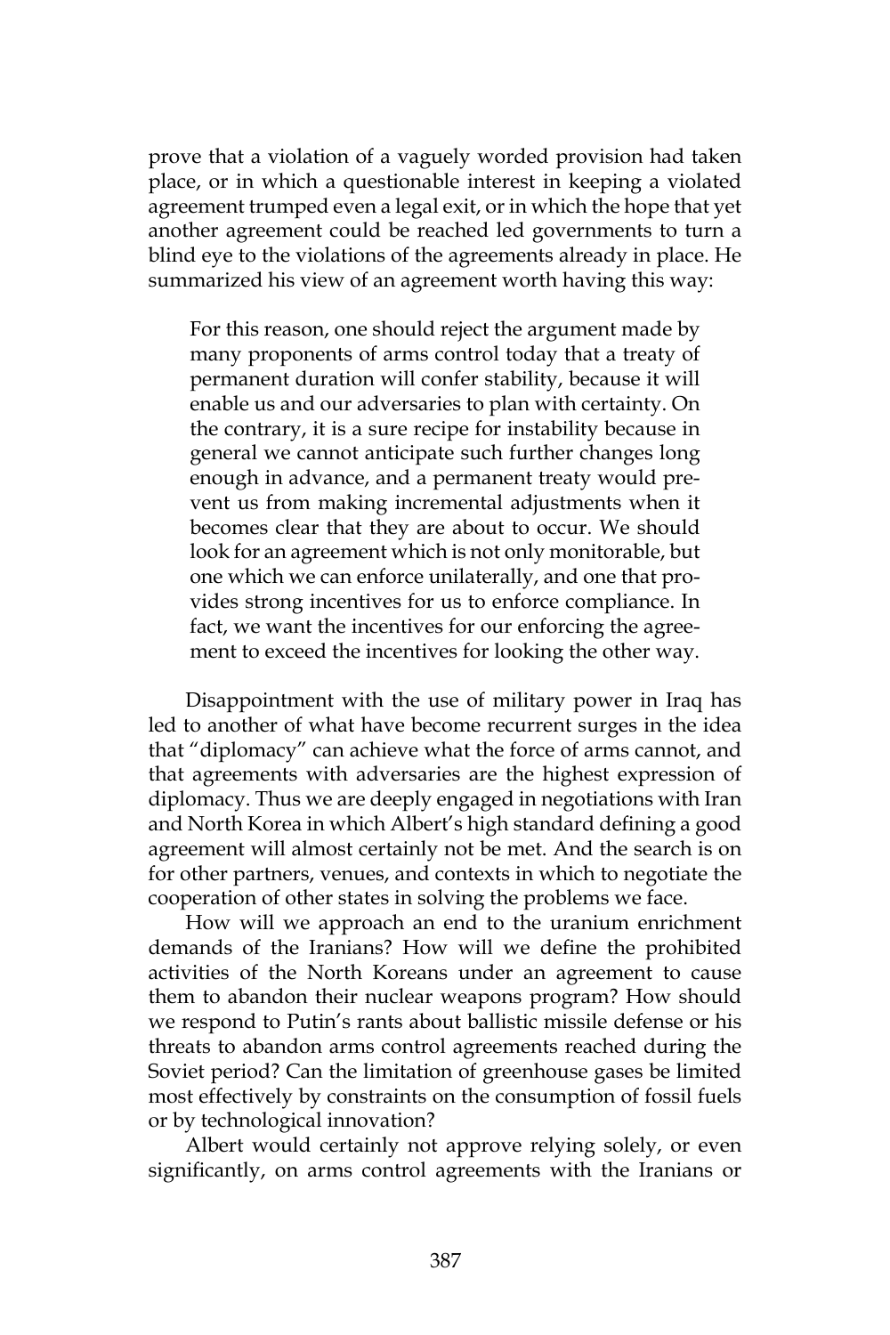prove that a violation of a vaguely worded provision had taken place, or in which a questionable interest in keeping a violated agreement trumped even a legal exit, or in which the hope that yet another agreement could be reached led governments to turn a blind eye to the violations of the agreements already in place. He summarized his view of an agreement worth having this way:

> For this reason, one should reject the argument made by many proponents of arms control today that a treaty of permanent duration will confer stability, because it will enable us and our adversaries to plan with certainty. On the contrary, it is a sure recipe for instability because in general we cannot anticipate such further changes long enough in advance, and a permanent treaty would prevent us from making incremental adjustments when it becomes clear that they are about to occur. We should look for an agreement which is not only monitorable, but one which we can enforce unilaterally, and one that provides strong incentives for us to enforce compliance. In fact, we want the incentives for our enforcing the agreement to exceed the incentives for looking the other way.

Disappointment with the use of military power in Iraq has led to another of what have become recurrent surges in the idea that "diplomacy" can achieve what the force of arms cannot, and that agreements with adversaries are the highest expression of diplomacy. Thus we are deeply engaged in negotiations with Iran and North Korea in which Albert's high standard defining a good agreement will almost certainly not be met. And the search is on for other partners, venues, and contexts in which to negotiate the cooperation of other states in solving the problems we face.

How will we approach an end to the uranium enrichment demands of the Iranians? How will we define the prohibited activities of the North Koreans under an agreement to cause them to abandon their nuclear weapons program? How should we respond to Putin's rants about ballistic missile defense or his threats to abandon arms control agreements reached during the Soviet period? Can the limitation of greenhouse gases be limited most effectively by constraints on the consumption of fossil fuels or by technological innovation?

Albert would certainly not approve relying solely, or even significantly, on arms control agreements with the Iranians or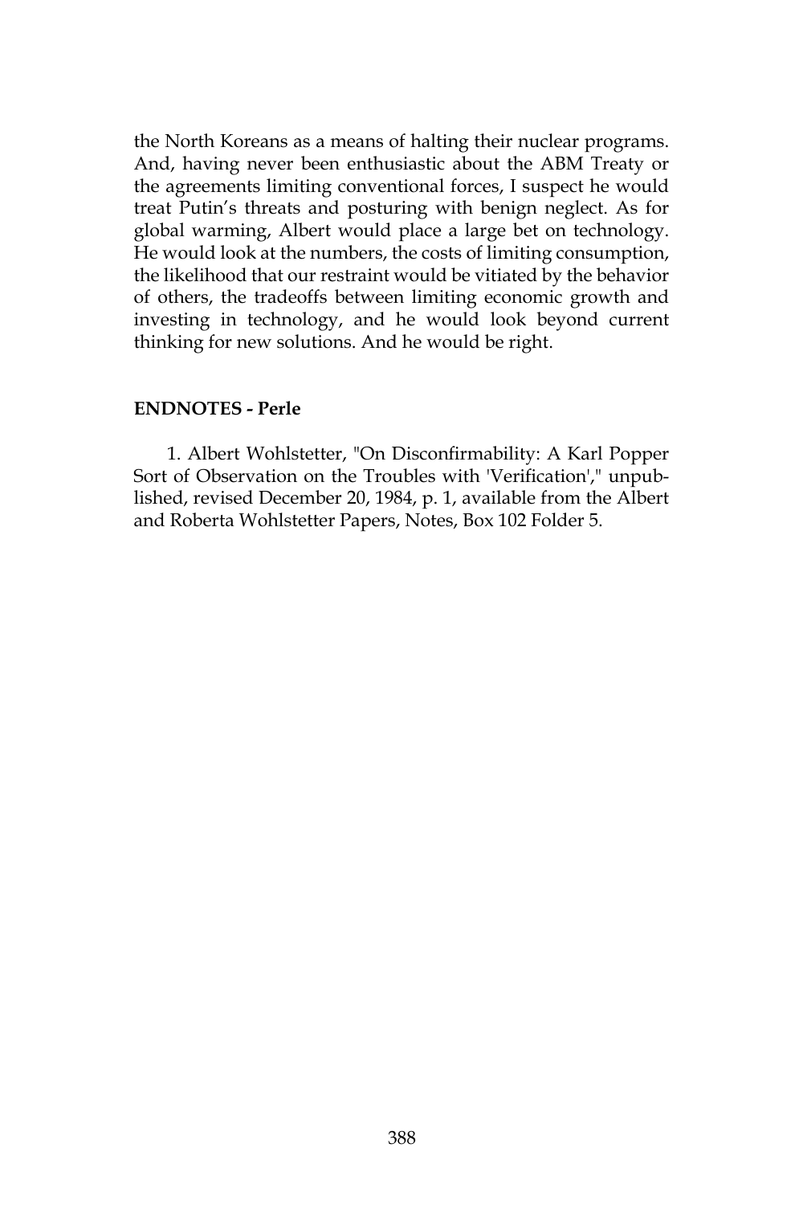the North Koreans as a means of halting their nuclear programs. And, having never been enthusiastic about the ABM Treaty or the agreements limiting conventional forces, I suspect he would treat Putin's threats and posturing with benign neglect. As for global warming, Albert would place a large bet on technology. He would look at the numbers, the costs of limiting consumption, the likelihood that our restraint would be vitiated by the behavior of others, the tradeoffs between limiting economic growth and investing in technology, and he would look beyond current thinking for new solutions. And he would be right.

**ENDNOTES - Perle**

1. Albert Wohlstetter, "On Disconfirmability: A Karl Popper Sort of Observation on the Troubles with 'Verification'," unpublished, revised December 20, 1984, p. 1, available from the Albert and Roberta Wohlstetter Papers, Notes, Box 102 Folder 5.